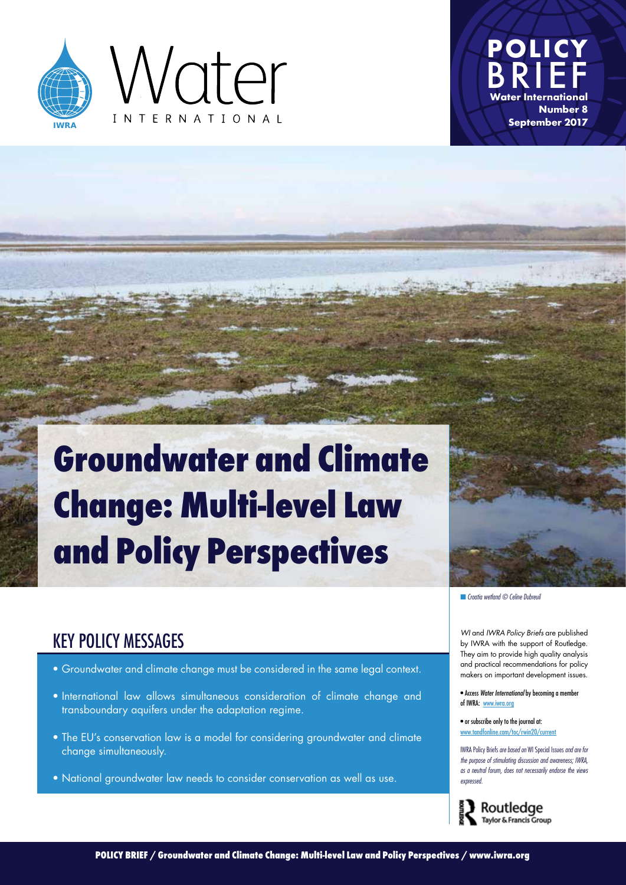Water INTERNATIONAL

IWRA

# POLICY BRIEF

**Water International**
**Number 8**
**September 2017**

# Groundwater and Climate Change: Multi-level Law and Policy Perspectives

*Croatia wetland © Celine Dubreuil*

## KEY POLICY MESSAGES

- Groundwater and climate change must be considered in the same legal context.
- International law allows simultaneous consideration of climate change and transboundary aquifers under the adaptation regime.
- The EU's conservation law is a model for considering groundwater and climate change simultaneously.
- National groundwater law needs to consider conservation as well as use.

*WI* and *IWRA Policy Briefs* are published by IWRA with the support of Routledge. They aim to provide high quality analysis and practical recommendations for policy makers on important development issues.

- Access *Water International* by becoming a member of IWRA: www.iwra.org
- or subscribe only to the journal at: www.tandfonline.com/toc/rwin20/current

IWRA Policy Briefs *are based on* WI Special Issues *and are for the purpose of stimulating discussion and awareness; IWRA, as a neutral forum, does not necessarily endorse the views expressed.*

Routledge
Taylor & Francis Group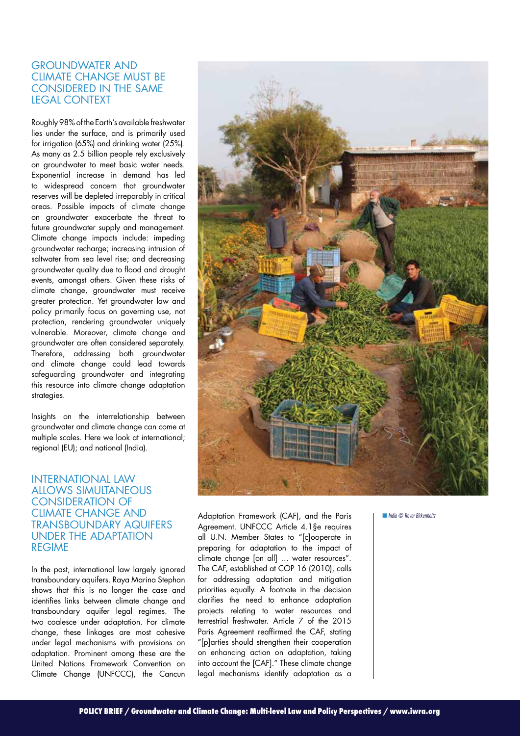## GROUNDWATER AND CLIMATE CHANGE MUST BE CONSIDERED IN THE SAME LEGAL CONTEXT

Roughly 98% of the Earth's available freshwater lies under the surface, and is primarily used for irrigation (65%) and drinking water (25%). As many as 2.5 billion people rely exclusively on groundwater to meet basic water needs. Exponential increase in demand has led to widespread concern that groundwater reserves will be depleted irreparably in critical areas. Possible impacts of climate change on groundwater exacerbate the threat to future groundwater supply and management. Climate change impacts include: impeding groundwater recharge; increasing intrusion of saltwater from sea level rise; and decreasing groundwater quality due to flood and drought events, amongst others. Given these risks of climate change, groundwater must receive greater protection. Yet groundwater law and policy primarily focus on governing use, not protection, rendering groundwater uniquely vulnerable. Moreover, climate change and groundwater are often considered separately. Therefore, addressing both groundwater and climate change could lead towards safeguarding groundwater and integrating this resource into climate change adaptation strategies.

Insights on the interrelationship between groundwater and climate change can come at multiple scales. Here we look at international; regional (EU); and national (India).

## INTERNATIONAL LAW ALLOWS SIMULTANEOUS CONSIDERATION OF CLIMATE CHANGE AND TRANSBOUNDARY AQUIFERS UNDER THE ADAPTATION REGIME

In the past, international law largely ignored transboundary aquifers. Raya Marina Stephan shows that this is no longer the case and identifies links between climate change and transboundary aquifer legal regimes. The two coalesce under adaptation. For climate change, these linkages are most cohesive under legal mechanisms with provisions on adaptation. Prominent among these are the United Nations Framework Convention on Climate Change (UNFCCC), the Cancun Adaptation Framework (CAF), and the Paris Agreement. UNFCCC Article 4.1§e requires all U.N. Member States to "[c]ooperate in preparing for adaptation to the impact of climate change [on all] … water resources". The CAF, established at COP 16 (2010), calls for addressing adaptation and mitigation priorities equally. A footnote in the decision clarifies the need to enhance adaptation projects relating to water resources and terrestrial freshwater. Article 7 of the 2015 Paris Agreement reaffirmed the CAF, stating "[p]arties should strengthen their cooperation on enhancing action on adaptation, taking into account the [CAF]." These climate change legal mechanisms identify adaptation as a

*India © Trevor Birkenholtz*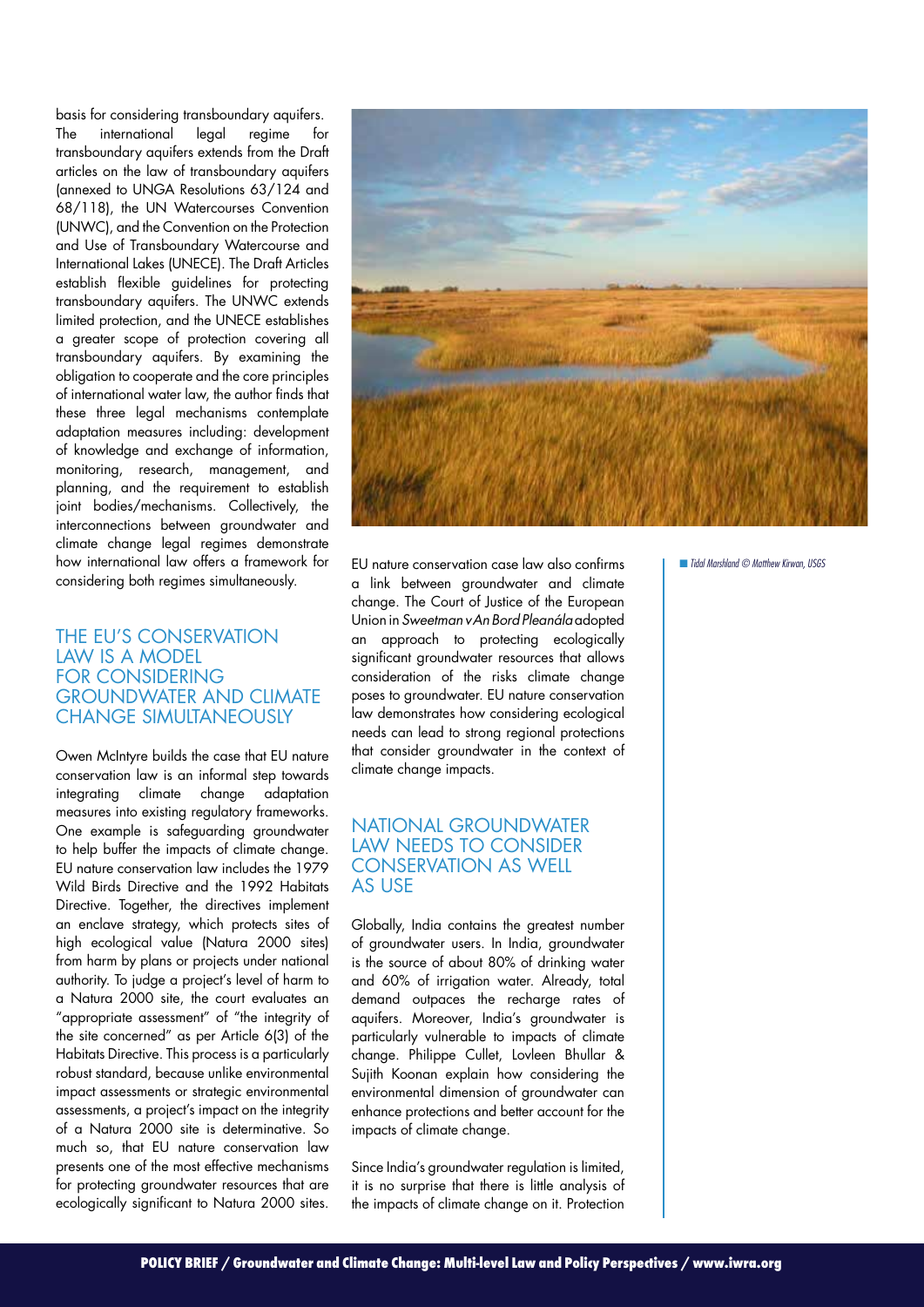basis for considering transboundary aquifers. The international legal regime for transboundary aquifers extends from the Draft articles on the law of transboundary aquifers (annexed to UNGA Resolutions 63/124 and 68/118), the UN Watercourses Convention (UNWC), and the Convention on the Protection and Use of Transboundary Watercourse and International Lakes (UNECE). The Draft Articles establish flexible guidelines for protecting transboundary aquifers. The UNWC extends limited protection, and the UNECE establishes a greater scope of protection covering all transboundary aquifers. By examining the obligation to cooperate and the core principles of international water law, the author finds that these three legal mechanisms contemplate adaptation measures including: development of knowledge and exchange of information, monitoring, research, management, and planning, and the requirement to establish joint bodies/mechanisms. Collectively, the interconnections between groundwater and climate change legal regimes demonstrate how international law offers a framework for considering both regimes simultaneously.

## THE EU'S CONSERVATION LAW IS A MODEL FOR CONSIDERING GROUNDWATER AND CLIMATE CHANGE SIMULTANEOUSLY

Owen McIntyre builds the case that EU nature conservation law is an informal step towards integrating climate change adaptation measures into existing regulatory frameworks. One example is safeguarding groundwater to help buffer the impacts of climate change. EU nature conservation law includes the 1979 Wild Birds Directive and the 1992 Habitats Directive. Together, the directives implement an enclave strategy, which protects sites of high ecological value (Natura 2000 sites) from harm by plans or projects under national authority. To judge a project's level of harm to a Natura 2000 site, the court evaluates an "appropriate assessment" of "the integrity of the site concerned" as per Article 6(3) of the Habitats Directive. This process is a particularly robust standard, because unlike environmental impact assessments or strategic environmental assessments, a project's impact on the integrity of a Natura 2000 site is determinative. So much so, that EU nature conservation law presents one of the most effective mechanisms for protecting groundwater resources that are ecologically significant to Natura 2000 sites.

EU nature conservation case law also confirms a link between groundwater and climate change. The Court of Justice of the European Union in *Sweetman v An Bord Pleanála* adopted an approach to protecting ecologically significant groundwater resources that allows consideration of the risks climate change poses to groundwater. EU nature conservation law demonstrates how considering ecological needs can lead to strong regional protections that consider groundwater in the context of climate change impacts.

Tidal Marshland © Matthew Kirwan, USGS

## NATIONAL GROUNDWATER LAW NEEDS TO CONSIDER CONSERVATION AS WELL AS USE

Globally, India contains the greatest number of groundwater users. In India, groundwater is the source of about 80% of drinking water and 60% of irrigation water. Already, total demand outpaces the recharge rates of aquifers. Moreover, India's groundwater is particularly vulnerable to impacts of climate change. Philippe Cullet, Lovleen Bhullar & Sujith Koonan explain how considering the environmental dimension of groundwater can enhance protections and better account for the impacts of climate change.

Since India's groundwater regulation is limited, it is no surprise that there is little analysis of the impacts of climate change on it. Protection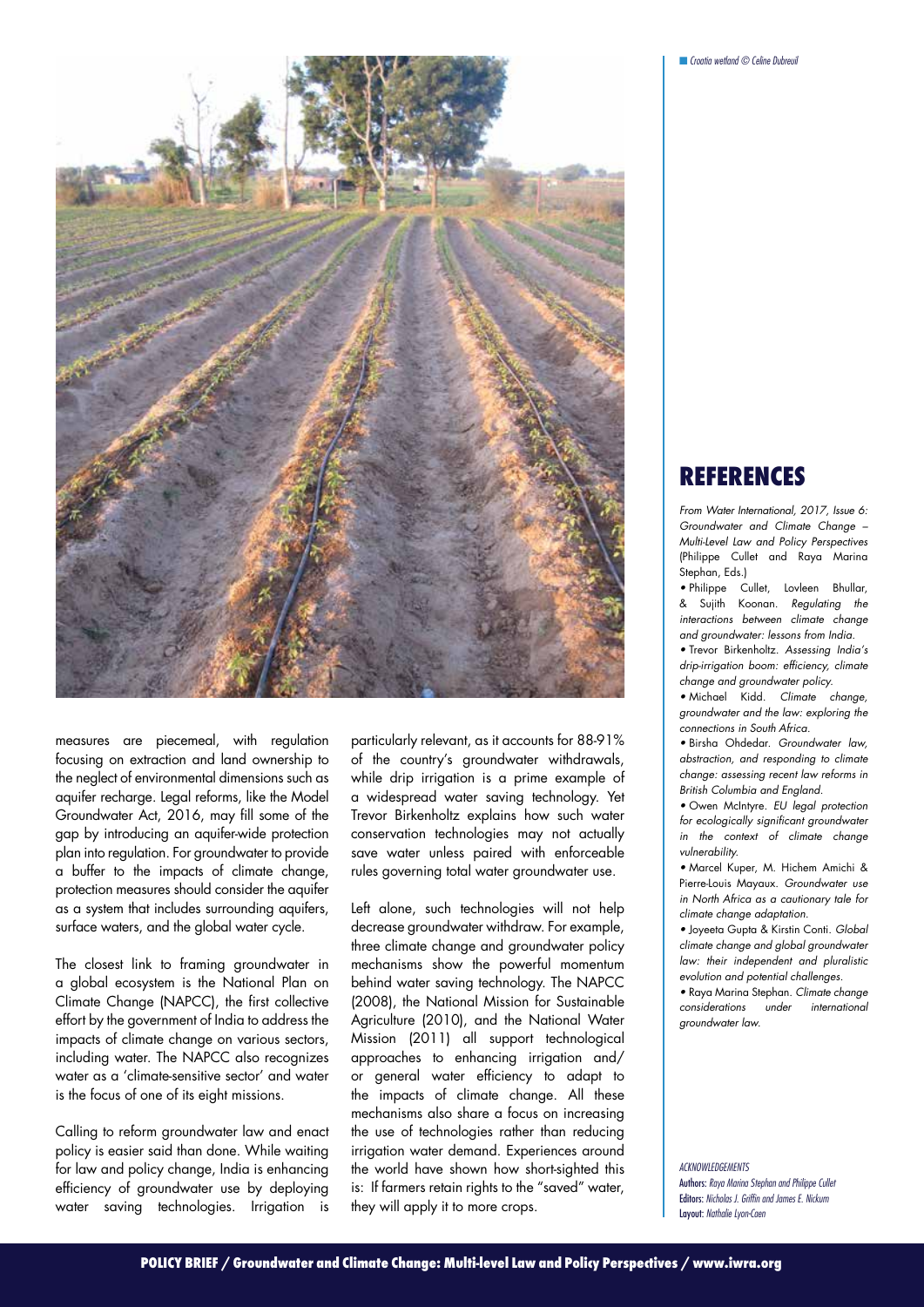Croatia wetland © Celine Dubreuil

measures are piecemeal, with regulation focusing on extraction and land ownership to the neglect of environmental dimensions such as aquifer recharge. Legal reforms, like the Model Groundwater Act, 2016, may fill some of the gap by introducing an aquifer-wide protection plan into regulation. For groundwater to provide a buffer to the impacts of climate change, protection measures should consider the aquifer as a system that includes surrounding aquifers, surface waters, and the global water cycle.

The closest link to framing groundwater in a global ecosystem is the National Plan on Climate Change (NAPCC), the first collective effort by the government of India to address the impacts of climate change on various sectors, including water. The NAPCC also recognizes water as a 'climate-sensitive sector' and water is the focus of one of its eight missions.

Calling to reform groundwater law and enact policy is easier said than done. While waiting for law and policy change, India is enhancing efficiency of groundwater use by deploying water saving technologies. Irrigation is particularly relevant, as it accounts for 88-91% of the country's groundwater withdrawals, while drip irrigation is a prime example of a widespread water saving technology. Yet Trevor Birkenholtz explains how such water conservation technologies may not actually save water unless paired with enforceable rules governing total water groundwater use.

Left alone, such technologies will not help decrease groundwater withdraw. For example, three climate change and groundwater policy mechanisms show the powerful momentum behind water saving technology. The NAPCC (2008), the National Mission for Sustainable Agriculture (2010), and the National Water Mission (2011) all support technological approaches to enhancing irrigation and/or general water efficiency to adapt to the impacts of climate change. All these mechanisms also share a focus on increasing the use of technologies rather than reducing irrigation water demand. Experiences around the world have shown how short-sighted this is: If farmers retain rights to the "saved" water, they will apply it to more crops.

## REFERENCES

*From Water International, 2017, Issue 6: Groundwater and Climate Change – Multi-Level Law and Policy Perspectives* (Philippe Cullet and Raya Marina Stephan, Eds.)

- Philippe Cullet, Lovleen Bhullar, & Sujith Koonan. *Regulating the interactions between climate change and groundwater: lessons from India.*
- Trevor Birkenholtz. *Assessing India's drip-irrigation boom: efficiency, climate change and groundwater policy.*
- Michael Kidd. *Climate change, groundwater and the law: exploring the connections in South Africa.*
- Birsha Ohdedar. *Groundwater law, abstraction, and responding to climate change: assessing recent law reforms in British Columbia and England.*
- Owen McIntyre. *EU legal protection for ecologically significant groundwater in the context of climate change vulnerability.*
- Marcel Kuper, M. Hichem Amichi & Pierre-Louis Mayaux. *Groundwater use in North Africa as a cautionary tale for climate change adaptation.*
- Joyeeta Gupta & Kirstin Conti. *Global climate change and global groundwater law: their independent and pluralistic evolution and potential challenges.*
- Raya Marina Stephan. *Climate change considerations under international groundwater law.*

*ACKNOWLEDGEMENTS*

**Authors:** *Raya Marina Stephan and Philippe Cullet*
**Editors:** *Nicholas J. Griffin and James E. Nickum*
**Layout:** *Nathalie Lyon-Caen*